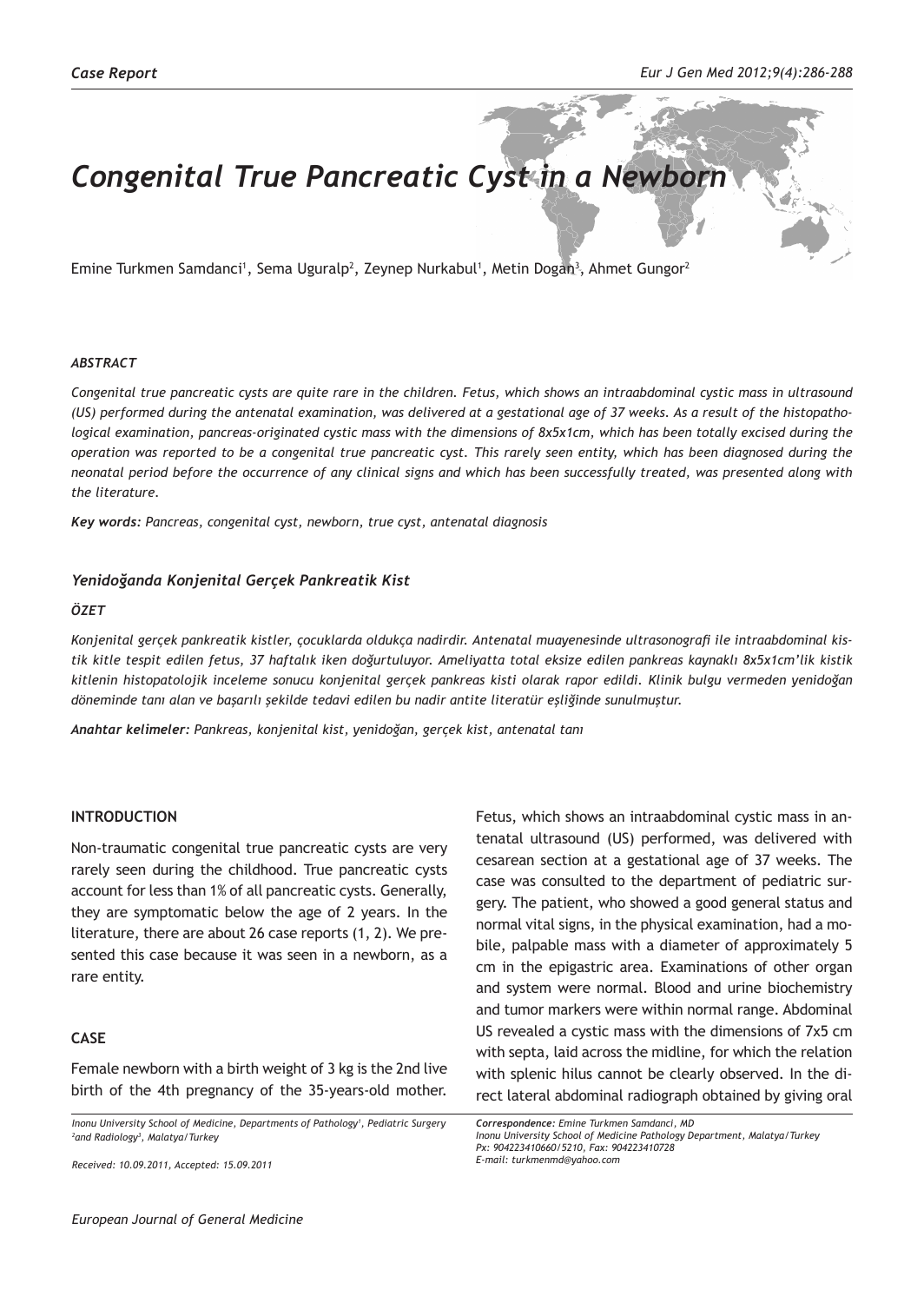*Case Report*

# *Congenital True Pancreatic Cyst in a Newborn*

Emine Turkmen Samdanci[1], Sema Uguralp[2], Zeynep Nurkabul[1], Metin Dogan[3], Ahmet Gungor[2]

### *ABSTRACT*

*Congenital true pancreatic cysts are quite rare in the children. Fetus, which shows an intraabdominal cystic mass in ultrasound (US) performed during the antenatal examination, was delivered at a gestational age of 37 weeks. As a result of the histopathological examination, pancreas-originated cystic mass with the dimensions of 8x5x1cm, which has been totally excised during the operation was reported to be a congenital true pancreatic cyst. This rarely seen entity, which has been diagnosed during the neonatal period before the occurrence of any clinical signs and which has been successfully treated, was presented along with the literature.*

***Key words:** Pancreas, congenital cyst, newborn, true cyst, antenatal diagnosis*

### *Yenidoğanda Konjenital Gerçek Pankreatik Kist*

### *ÖZET*

*Konjenital gerçek pankreatik kistler, çocuklarda oldukça nadirdir. Antenatal muayenesinde ultrasonografi ile intraabdominal kistik kitle tespit edilen fetus, 37 haftalık iken doğurtuluyor. Ameliyatta total eksize edilen pankreas kaynaklı 8x5x1cm'lik kistik kitlenin histopatolojik inceleme sonucu konjenital gerçek pankreas kisti olarak rapor edildi. Klinik bulgu vermeden yenidoğan döneminde tanı alan ve başarılı şekilde tedavi edilen bu nadir antite literatür eşliğinde sunulmuştur.*

***Anahtar kelimeler:** Pankreas, konjenital kist, yenidoğan, gerçek kist, antenatal tanı*

## INTRODUCTION

Non-traumatic congenital true pancreatic cysts are very rarely seen during the childhood. True pancreatic cysts account for less than 1% of all pancreatic cysts. Generally, they are symptomatic below the age of 2 years. In the literature, there are about 26 case reports (1, 2). We presented this case because it was seen in a newborn, as a rare entity.

## CASE

Female newborn with a birth weight of 3 kg is the 2nd live birth of the 4th pregnancy of the 35-years-old mother. Fetus, which shows an intraabdominal cystic mass in antenatal ultrasound (US) performed, was delivered with cesarean section at a gestational age of 37 weeks. The case was consulted to the department of pediatric surgery. The patient, who showed a good general status and normal vital signs, in the physical examination, had a mobile, palpable mass with a diameter of approximately 5 cm in the epigastric area. Examinations of other organ and system were normal. Blood and urine biochemistry and tumor markers were within normal range. Abdominal US revealed a cystic mass with the dimensions of 7x5 cm with septa, laid across the midline, for which the relation with splenic hilus cannot be clearly observed. In the direct lateral abdominal radiograph obtained by giving oral

*Inonu University School of Medicine, Departments of Pathology[1], Pediatric Surgery [2]and Radiology[3], Malatya/Turkey*

*Received: 10.09.2011, Accepted: 15.09.2011*

***Correspondence:** Emine Turkmen Samdanci, MD*
*Inonu University School of Medicine Pathology Department, Malatya/Turkey*
*Px: 904223410660/5210, Fax: 904223410728*
*E-mail: turkmenmd@yahoo.com*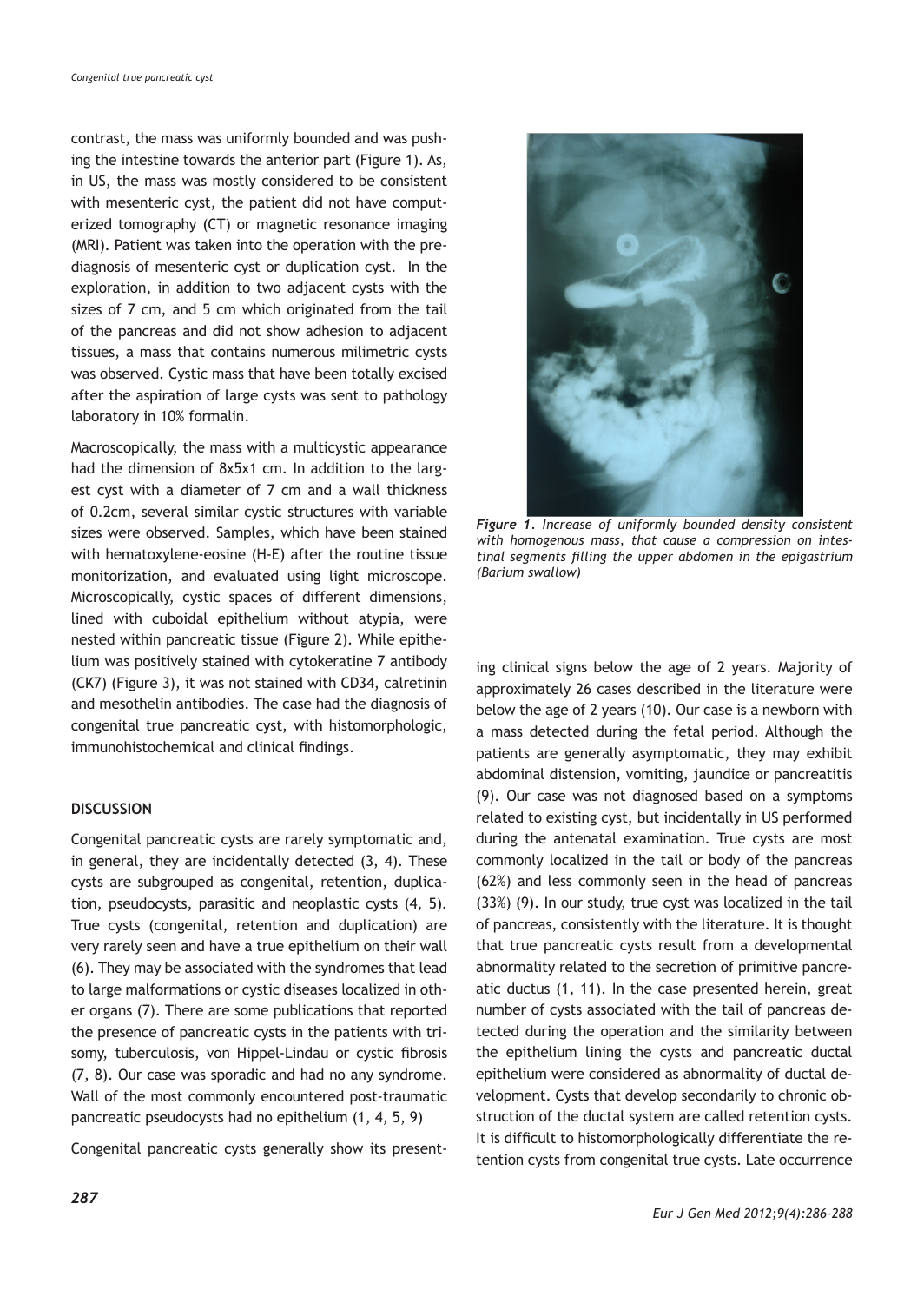contrast, the mass was uniformly bounded and was pushing the intestine towards the anterior part (Figure 1). As, in US, the mass was mostly considered to be consistent with mesenteric cyst, the patient did not have computerized tomography (CT) or magnetic resonance imaging (MRI). Patient was taken into the operation with the prediagnosis of mesenteric cyst or duplication cyst. In the exploration, in addition to two adjacent cysts with the sizes of 7 cm, and 5 cm which originated from the tail of the pancreas and did not show adhesion to adjacent tissues, a mass that contains numerous milimetric cysts was observed. Cystic mass that have been totally excised after the aspiration of large cysts was sent to pathology laboratory in 10% formalin.

Macroscopically, the mass with a multicystic appearance had the dimension of 8x5x1 cm. In addition to the largest cyst with a diameter of 7 cm and a wall thickness of 0.2cm, several similar cystic structures with variable sizes were observed. Samples, which have been stained with hematoxylene-eosine (H-E) after the routine tissue monitorization, and evaluated using light microscope. Microscopically, cystic spaces of different dimensions, lined with cuboidal epithelium without atypia, were nested within pancreatic tissue (Figure 2). While epithelium was positively stained with cytokeratine 7 antibody (CK7) (Figure 3), it was not stained with CD34, calretinin and mesothelin antibodies. The case had the diagnosis of congenital true pancreatic cyst, with histomorphologic, immunohistochemical and clinical findings.

*Figure 1. Increase of uniformly bounded density consistent with homogenous mass, that cause a compression on intestinal segments filling the upper abdomen in the epigastrium (Barium swallow)*

## DISCUSSION

Congenital pancreatic cysts are rarely symptomatic and, in general, they are incidentally detected (3, 4). These cysts are subgrouped as congenital, retention, duplication, pseudocysts, parasitic and neoplastic cysts (4, 5). True cysts (congenital, retention and duplication) are very rarely seen and have a true epithelium on their wall (6). They may be associated with the syndromes that lead to large malformations or cystic diseases localized in other organs (7). There are some publications that reported the presence of pancreatic cysts in the patients with trisomy, tuberculosis, von Hippel-Lindau or cystic fibrosis (7, 8). Our case was sporadic and had no any syndrome. Wall of the most commonly encountered post-traumatic pancreatic pseudocysts had no epithelium (1, 4, 5, 9)

Congenital pancreatic cysts generally show its presenting clinical signs below the age of 2 years. Majority of approximately 26 cases described in the literature were below the age of 2 years (10). Our case is a newborn with a mass detected during the fetal period. Although the patients are generally asymptomatic, they may exhibit abdominal distension, vomiting, jaundice or pancreatitis (9). Our case was not diagnosed based on a symptoms related to existing cyst, but incidentally in US performed during the antenatal examination. True cysts are most commonly localized in the tail or body of the pancreas (62%) and less commonly seen in the head of pancreas (33%) (9). In our study, true cyst was localized in the tail of pancreas, consistently with the literature. It is thought that true pancreatic cysts result from a developmental abnormality related to the secretion of primitive pancreatic ductus (1, 11). In the case presented herein, great number of cysts associated with the tail of pancreas detected during the operation and the similarity between the epithelium lining the cysts and pancreatic ductal epithelium were considered as abnormality of ductal development. Cysts that develop secondarily to chronic obstruction of the ductal system are called retention cysts. It is difficult to histomorphologically differentiate the retention cysts from congenital true cysts. Late occurrence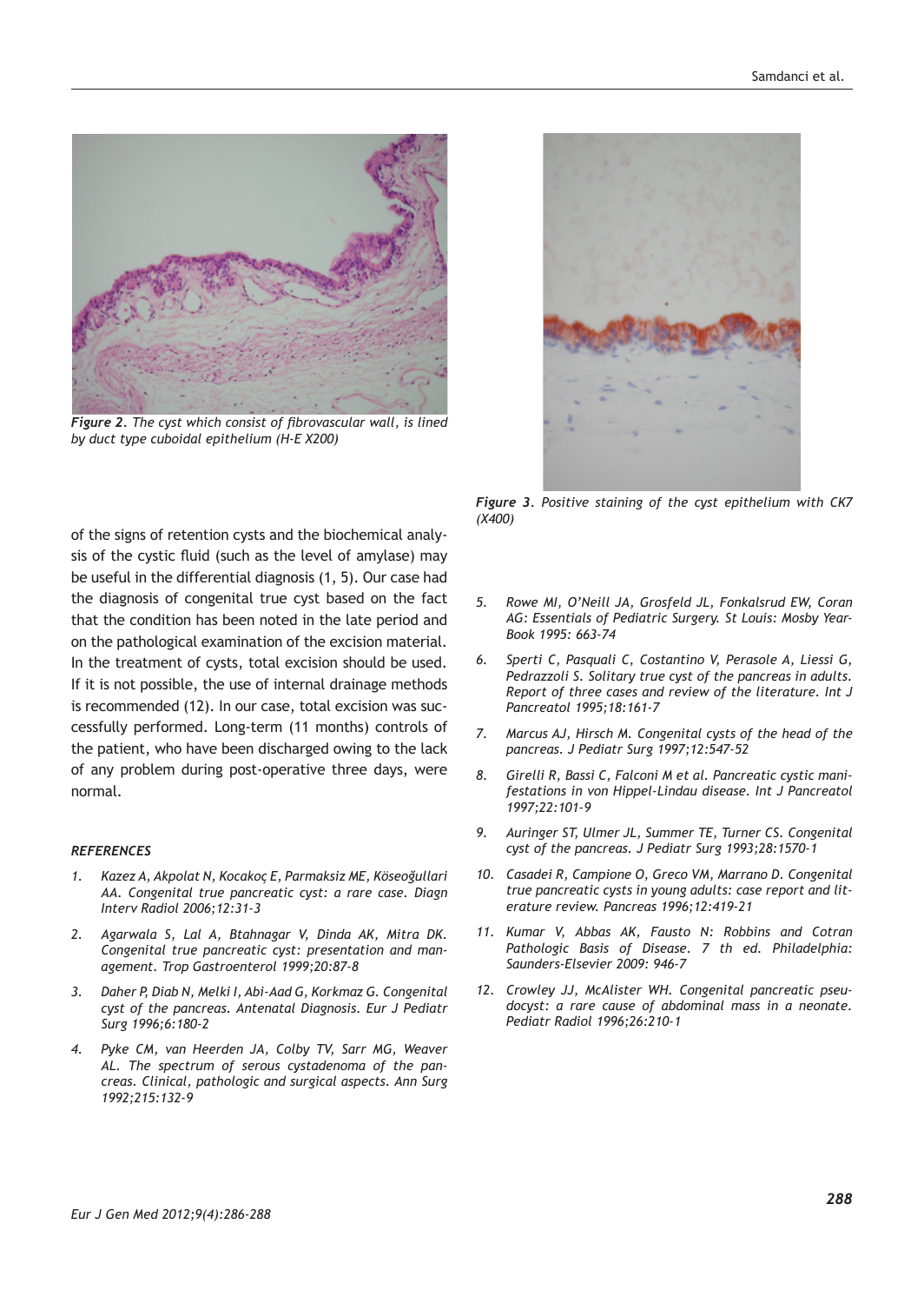*Figure 2. The cyst which consist of fibrovascular wall, is lined by duct type cuboidal epithelium (H-E X200)*

*Figure 3. Positive staining of the cyst epithelium with CK7 (X400)*

of the signs of retention cysts and the biochemical analysis of the cystic fluid (such as the level of amylase) may be useful in the differential diagnosis (1, 5). Our case had the diagnosis of congenital true cyst based on the fact that the condition has been noted in the late period and on the pathological examination of the excision material. In the treatment of cysts, total excision should be used. If it is not possible, the use of internal drainage methods is recommended (12). In our case, total excision was successfully performed. Long-term (11 months) controls of the patient, who have been discharged owing to the lack of any problem during post-operative three days, were normal.

### *REFERENCES*

1. *Kazez A, Akpolat N, Kocakoç E, Parmaksiz ME, Köseoğullari AA. Congenital true pancreatic cyst: a rare case. Diagn Interv Radiol 2006;12:31-3*
2. *Agarwala S, Lal A, Btahnagar V, Dinda AK, Mitra DK. Congenital true pancreatic cyst: presentation and management. Trop Gastroenterol 1999;20:87-8*
3. *Daher P, Diab N, Melki I, Abi-Aad G, Korkmaz G. Congenital cyst of the pancreas. Antenatal Diagnosis. Eur J Pediatr Surg 1996;6:180-2*
4. *Pyke CM, van Heerden JA, Colby TV, Sarr MG, Weaver AL. The spectrum of serous cystadenoma of the pancreas. Clinical, pathologic and surgical aspects. Ann Surg 1992;215:132-9*
5. *Rowe MI, O'Neill JA, Grosfeld JL, Fonkalsrud EW, Coran AG: Essentials of Pediatric Surgery. St Louis: Mosby Year-Book 1995: 663-74*
6. *Sperti C, Pasquali C, Costantino V, Perasole A, Liessi G, Pedrazzoli S. Solitary true cyst of the pancreas in adults. Report of three cases and review of the literature. Int J Pancreatol 1995;18:161-7*
7. *Marcus AJ, Hirsch M. Congenital cysts of the head of the pancreas. J Pediatr Surg 1997;12:547-52*
8. *Girelli R, Bassi C, Falconi M et al. Pancreatic cystic manifestations in von Hippel-Lindau disease. Int J Pancreatol 1997;22:101-9*
9. *Auringer ST, Ulmer JL, Summer TE, Turner CS. Congenital cyst of the pancreas. J Pediatr Surg 1993;28:1570-1*
10. *Casadei R, Campione O, Greco VM, Marrano D. Congenital true pancreatic cysts in young adults: case report and literature review. Pancreas 1996;12:419-21*
11. *Kumar V, Abbas AK, Fausto N: Robbins and Cotran Pathologic Basis of Disease. 7 th ed. Philadelphia: Saunders-Elsevier 2009: 946-7*
12. *Crowley JJ, McAlister WH. Congenital pancreatic pseudocyst: a rare cause of abdominal mass in a neonate. Pediatr Radiol 1996;26:210-1*